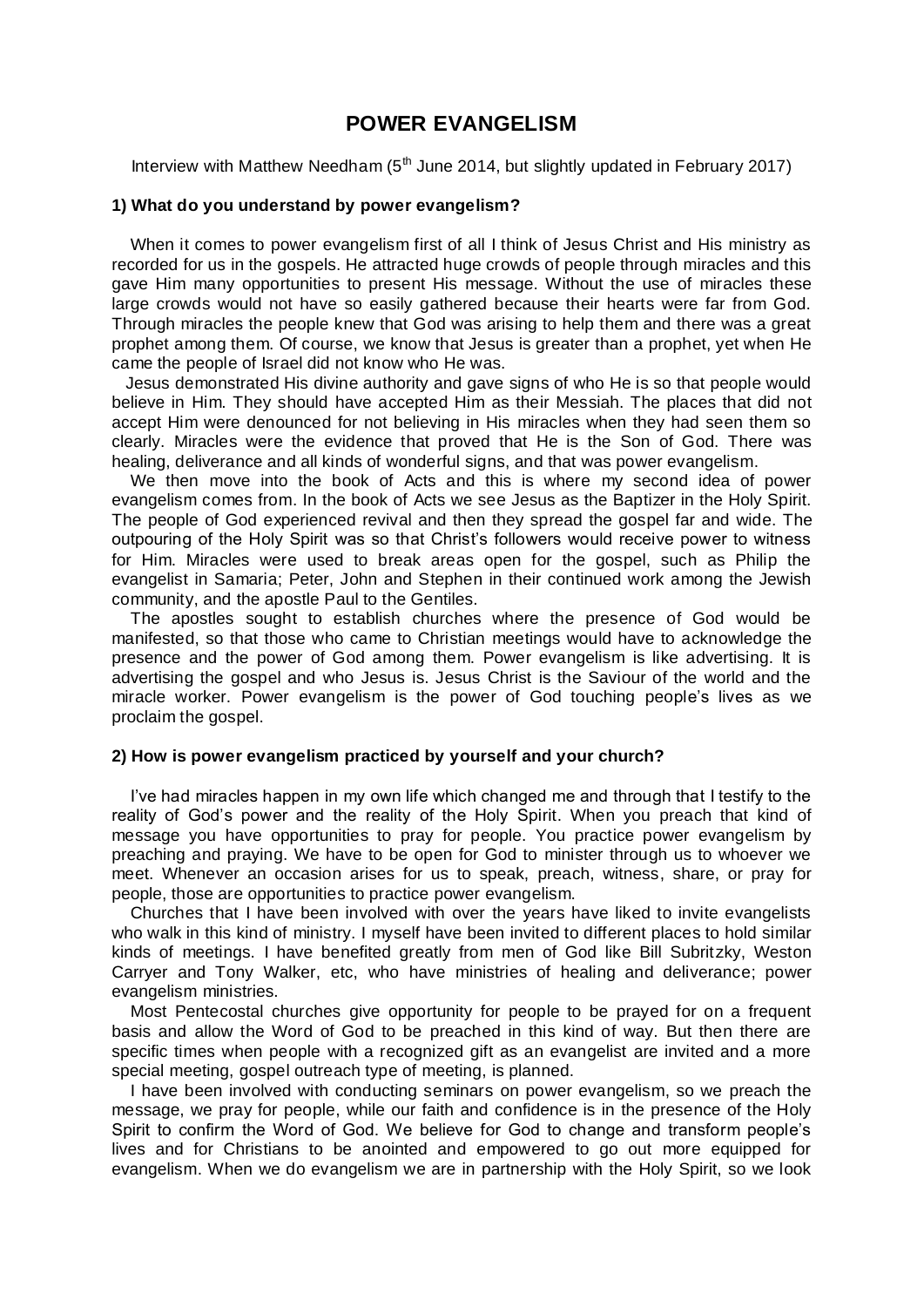# POWER EVANGELISM

Interview with Matthew Needham (5th June 2014, but slightly updated in February 2017)

### 1) What do you understand by power evangelism?

When it comes to power evangelism first of all I think of Jesus Christ and His ministry as recorded for us in the gospels. He attracted huge crowds of people through miracles and this gave Him many opportunities to present His message. Without the use of miracles these large crowds would not have so easily gathered because their hearts were far from God. Through miracles the people knew that God was arising to help them and there was a great prophet among them. Of course, we know that Jesus is greater than a prophet, yet when He came the people of Israel did not know who He was.

Jesus demonstrated His divine authority and gave signs of who He is so that people would believe in Him. They should have accepted Him as their Messiah. The places that did not accept Him were denounced for not believing in His miracles when they had seen them so clearly. Miracles were the evidence that proved that He is the Son of God. There was healing, deliverance and all kinds of wonderful signs, and that was power evangelism.

We then move into the book of Acts and this is where my second idea of power evangelism comes from. In the book of Acts we see Jesus as the Baptizer in the Holy Spirit. The people of God experienced revival and then they spread the gospel far and wide. The outpouring of the Holy Spirit was so that Christ's followers would receive power to witness for Him. Miracles were used to break areas open for the gospel, such as Philip the evangelist in Samaria; Peter, John and Stephen in their continued work among the Jewish community, and the apostle Paul to the Gentiles.

The apostles sought to establish churches where the presence of God would be manifested, so that those who came to Christian meetings would have to acknowledge the presence and the power of God among them. Power evangelism is like advertising. It is advertising the gospel and who Jesus is. Jesus Christ is the Saviour of the world and the miracle worker. Power evangelism is the power of God touching people's lives as we proclaim the gospel.

### 2) How is power evangelism practiced by yourself and your church?

I've had miracles happen in my own life which changed me and through that I testify to the reality of God's power and the reality of the Holy Spirit. When you preach that kind of message you have opportunities to pray for people. You practice power evangelism by preaching and praying. We have to be open for God to minister through us to whoever we meet. Whenever an occasion arises for us to speak, preach, witness, share, or pray for people, those are opportunities to practice power evangelism.

Churches that I have been involved with over the years have liked to invite evangelists who walk in this kind of ministry. I myself have been invited to different places to hold similar kinds of meetings. I have benefited greatly from men of God like Bill Subritzky, Weston Carryer and Tony Walker, etc, who have ministries of healing and deliverance; power evangelism ministries.

Most Pentecostal churches give opportunity for people to be prayed for on a frequent basis and allow the Word of God to be preached in this kind of way. But then there are specific times when people with a recognized gift as an evangelist are invited and a more special meeting, gospel outreach type of meeting, is planned.

I have been involved with conducting seminars on power evangelism, so we preach the message, we pray for people, while our faith and confidence is in the presence of the Holy Spirit to confirm the Word of God. We believe for God to change and transform people's lives and for Christians to be anointed and empowered to go out more equipped for evangelism. When we do evangelism we are in partnership with the Holy Spirit, so we look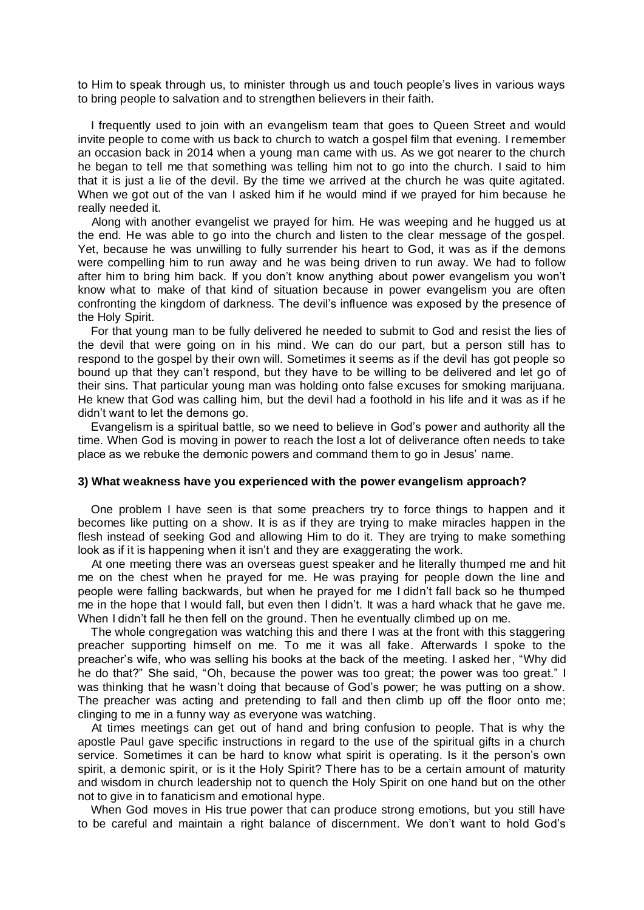to Him to speak through us, to minister through us and touch people's lives in various ways to bring people to salvation and to strengthen believers in their faith.

I frequently used to join with an evangelism team that goes to Queen Street and would invite people to come with us back to church to watch a gospel film that evening. I remember an occasion back in 2014 when a young man came with us. As we got nearer to the church he began to tell me that something was telling him not to go into the church. I said to him that it is just a lie of the devil. By the time we arrived at the church he was quite agitated. When we got out of the van I asked him if he would mind if we prayed for him because he really needed it.

Along with another evangelist we prayed for him. He was weeping and he hugged us at the end. He was able to go into the church and listen to the clear message of the gospel. Yet, because he was unwilling to fully surrender his heart to God, it was as if the demons were compelling him to run away and he was being driven to run away. We had to follow after him to bring him back. If you don't know anything about power evangelism you won't know what to make of that kind of situation because in power evangelism you are often confronting the kingdom of darkness. The devil's influence was exposed by the presence of the Holy Spirit.

For that young man to be fully delivered he needed to submit to God and resist the lies of the devil that were going on in his mind. We can do our part, but a person still has to respond to the gospel by their own will. Sometimes it seems as if the devil has got people so bound up that they can't respond, but they have to be willing to be delivered and let go of their sins. That particular young man was holding onto false excuses for smoking marijuana. He knew that God was calling him, but the devil had a foothold in his life and it was as if he didn't want to let the demons go.

Evangelism is a spiritual battle, so we need to believe in God's power and authority all the time. When God is moving in power to reach the lost a lot of deliverance often needs to take place as we rebuke the demonic powers and command them to go in Jesus' name.

**3) What weakness have you experienced with the power evangelism approach?**

One problem I have seen is that some preachers try to force things to happen and it becomes like putting on a show. It is as if they are trying to make miracles happen in the flesh instead of seeking God and allowing Him to do it. They are trying to make something look as if it is happening when it isn't and they are exaggerating the work.

At one meeting there was an overseas guest speaker and he literally thumped me and hit me on the chest when he prayed for me. He was praying for people down the line and people were falling backwards, but when he prayed for me I didn't fall back so he thumped me in the hope that I would fall, but even then I didn't. It was a hard whack that he gave me. When I didn't fall he then fell on the ground. Then he eventually climbed up on me.

The whole congregation was watching this and there I was at the front with this staggering preacher supporting himself on me. To me it was all fake. Afterwards I spoke to the preacher's wife, who was selling his books at the back of the meeting. I asked her, "Why did he do that?" She said, "Oh, because the power was too great; the power was too great." I was thinking that he wasn't doing that because of God's power; he was putting on a show. The preacher was acting and pretending to fall and then climb up off the floor onto me; clinging to me in a funny way as everyone was watching.

At times meetings can get out of hand and bring confusion to people. That is why the apostle Paul gave specific instructions in regard to the use of the spiritual gifts in a church service. Sometimes it can be hard to know what spirit is operating. Is it the person's own spirit, a demonic spirit, or is it the Holy Spirit? There has to be a certain amount of maturity and wisdom in church leadership not to quench the Holy Spirit on one hand but on the other not to give in to fanaticism and emotional hype.

When God moves in His true power that can produce strong emotions, but you still have to be careful and maintain a right balance of discernment. We don't want to hold God's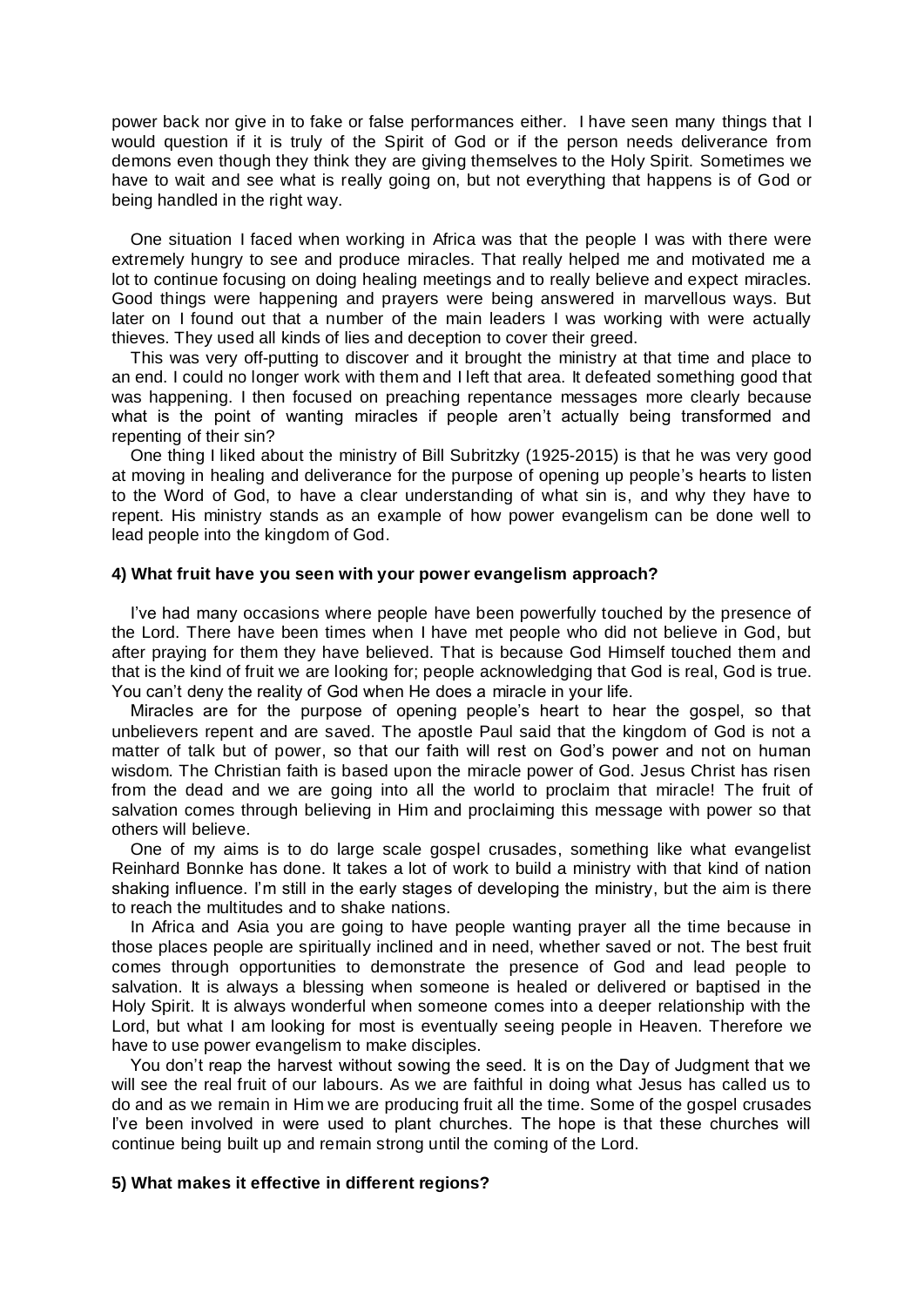power back nor give in to fake or false performances either. I have seen many things that I would question if it is truly of the Spirit of God or if the person needs deliverance from demons even though they think they are giving themselves to the Holy Spirit. Sometimes we have to wait and see what is really going on, but not everything that happens is of God or being handled in the right way.

One situation I faced when working in Africa was that the people I was with there were extremely hungry to see and produce miracles. That really helped me and motivated me a lot to continue focusing on doing healing meetings and to really believe and expect miracles. Good things were happening and prayers were being answered in marvellous ways. But later on I found out that a number of the main leaders I was working with were actually thieves. They used all kinds of lies and deception to cover their greed.

This was very off-putting to discover and it brought the ministry at that time and place to an end. I could no longer work with them and I left that area. It defeated something good that was happening. I then focused on preaching repentance messages more clearly because what is the point of wanting miracles if people aren't actually being transformed and repenting of their sin?

One thing I liked about the ministry of Bill Subritzky (1925-2015) is that he was very good at moving in healing and deliverance for the purpose of opening up people's hearts to listen to the Word of God, to have a clear understanding of what sin is, and why they have to repent. His ministry stands as an example of how power evangelism can be done well to lead people into the kingdom of God.

#### 4) What fruit have you seen with your power evangelism approach?

I've had many occasions where people have been powerfully touched by the presence of the Lord. There have been times when I have met people who did not believe in God, but after praying for them they have believed. That is because God Himself touched them and that is the kind of fruit we are looking for; people acknowledging that God is real, God is true. You can't deny the reality of God when He does a miracle in your life.

Miracles are for the purpose of opening people's heart to hear the gospel, so that unbelievers repent and are saved. The apostle Paul said that the kingdom of God is not a matter of talk but of power, so that our faith will rest on God's power and not on human wisdom. The Christian faith is based upon the miracle power of God. Jesus Christ has risen from the dead and we are going into all the world to proclaim that miracle! The fruit of salvation comes through believing in Him and proclaiming this message with power so that others will believe.

One of my aims is to do large scale gospel crusades, something like what evangelist Reinhard Bonnke has done. It takes a lot of work to build a ministry with that kind of nation shaking influence. I'm still in the early stages of developing the ministry, but the aim is there to reach the multitudes and to shake nations.

In Africa and Asia you are going to have people wanting prayer all the time because in those places people are spiritually inclined and in need, whether saved or not. The best fruit comes through opportunities to demonstrate the presence of God and lead people to salvation. It is always a blessing when someone is healed or delivered or baptised in the Holy Spirit. It is always wonderful when someone comes into a deeper relationship with the Lord, but what I am looking for most is eventually seeing people in Heaven. Therefore we have to use power evangelism to make disciples.

You don't reap the harvest without sowing the seed. It is on the Day of Judgment that we will see the real fruit of our labours. As we are faithful in doing what Jesus has called us to do and as we remain in Him we are producing fruit all the time. Some of the gospel crusades I've been involved in were used to plant churches. The hope is that these churches will continue being built up and remain strong until the coming of the Lord.

#### 5) What makes it effective in different regions?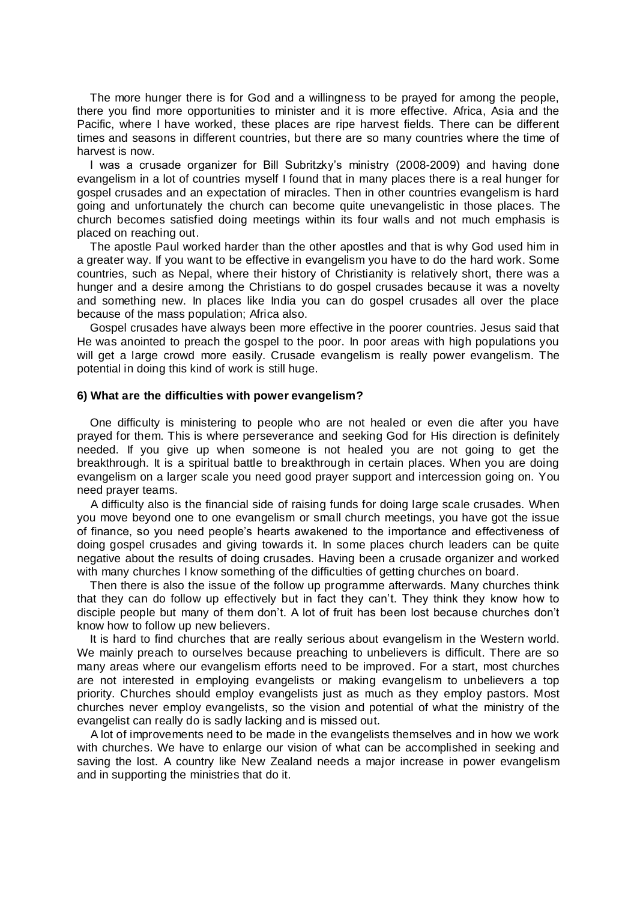The more hunger there is for God and a willingness to be prayed for among the people, there you find more opportunities to minister and it is more effective. Africa, Asia and the Pacific, where I have worked, these places are ripe harvest fields. There can be different times and seasons in different countries, but there are so many countries where the time of harvest is now.

I was a crusade organizer for Bill Subritzky's ministry (2008-2009) and having done evangelism in a lot of countries myself I found that in many places there is a real hunger for gospel crusades and an expectation of miracles. Then in other countries evangelism is hard going and unfortunately the church can become quite unevangelistic in those places. The church becomes satisfied doing meetings within its four walls and not much emphasis is placed on reaching out.

The apostle Paul worked harder than the other apostles and that is why God used him in a greater way. If you want to be effective in evangelism you have to do the hard work. Some countries, such as Nepal, where their history of Christianity is relatively short, there was a hunger and a desire among the Christians to do gospel crusades because it was a novelty and something new. In places like India you can do gospel crusades all over the place because of the mass population; Africa also.

Gospel crusades have always been more effective in the poorer countries. Jesus said that He was anointed to preach the gospel to the poor. In poor areas with high populations you will get a large crowd more easily. Crusade evangelism is really power evangelism. The potential in doing this kind of work is still huge.

**6) What are the difficulties with power evangelism?**

One difficulty is ministering to people who are not healed or even die after you have prayed for them. This is where perseverance and seeking God for His direction is definitely needed. If you give up when someone is not healed you are not going to get the breakthrough. It is a spiritual battle to breakthrough in certain places. When you are doing evangelism on a larger scale you need good prayer support and intercession going on. You need prayer teams.

A difficulty also is the financial side of raising funds for doing large scale crusades. When you move beyond one to one evangelism or small church meetings, you have got the issue of finance, so you need people's hearts awakened to the importance and effectiveness of doing gospel crusades and giving towards it. In some places church leaders can be quite negative about the results of doing crusades. Having been a crusade organizer and worked with many churches I know something of the difficulties of getting churches on board.

Then there is also the issue of the follow up programme afterwards. Many churches think that they can do follow up effectively but in fact they can't. They think they know how to disciple people but many of them don't. A lot of fruit has been lost because churches don't know how to follow up new believers.

It is hard to find churches that are really serious about evangelism in the Western world. We mainly preach to ourselves because preaching to unbelievers is difficult. There are so many areas where our evangelism efforts need to be improved. For a start, most churches are not interested in employing evangelists or making evangelism to unbelievers a top priority. Churches should employ evangelists just as much as they employ pastors. Most churches never employ evangelists, so the vision and potential of what the ministry of the evangelist can really do is sadly lacking and is missed out.

A lot of improvements need to be made in the evangelists themselves and in how we work with churches. We have to enlarge our vision of what can be accomplished in seeking and saving the lost. A country like New Zealand needs a major increase in power evangelism and in supporting the ministries that do it.